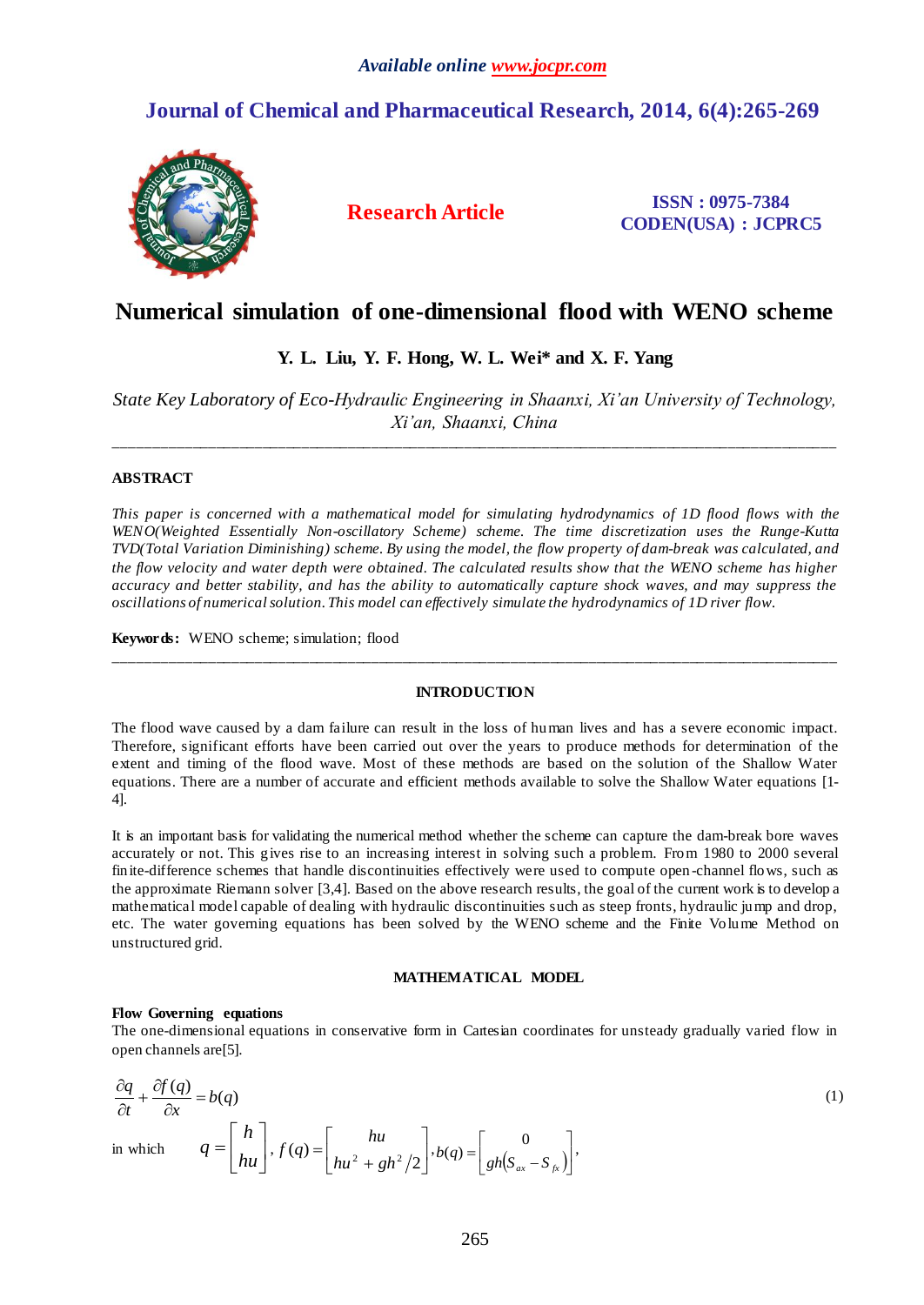Available online www.jocpr.com

# Journal of Chemical and Pharmaceutical Research, 2014, 6(4):265-269

**Research Article**

**ISSN : 0975-7384**
**CODEN(USA) : JCPRC5**

# Numerical simulation of one-dimensional flood with WENO scheme

**Y. L. Liu, Y. F. Hong, W. L. Wei\* and X. F. Yang**

*State Key Laboratory of Eco-Hydraulic Engineering in Shaanxi, Xi'an University of Technology, Xi'an, Shaanxi, China*

---

## ABSTRACT

*This paper is concerned with a mathematical model for simulating hydrodynamics of 1D flood flows with the WENO(Weighted Essentially Non-oscillatory Scheme) scheme. The time discretization uses the Runge-Kutta TVD(Total Variation Diminishing) scheme. By using the model, the flow property of dam-break was calculated, and the flow velocity and water depth were obtained. The calculated results show that the WENO scheme has higher accuracy and better stability, and has the ability to automatically capture shock waves, and may suppress the oscillations of numerical solution. This model can effectively simulate the hydrodynamics of 1D river flow.*

**Keywords:** WENO scheme; simulation; flood

---

## INTRODUCTION

The flood wave caused by a dam failure can result in the loss of human lives and has a severe economic impact. Therefore, significant efforts have been carried out over the years to produce methods for determination of the extent and timing of the flood wave. Most of these methods are based on the solution of the Shallow Water equations. There are a number of accurate and efficient methods available to solve the Shallow Water equations [1-4].

It is an important basis for validating the numerical method whether the scheme can capture the dam-break bore waves accurately or not. This gives rise to an increasing interest in solving such a problem. From 1980 to 2000 several finite-difference schemes that handle discontinuities effectively were used to compute open-channel flows, such as the approximate Riemann solver [3,4]. Based on the above research results, the goal of the current work is to develop a mathematical model capable of dealing with hydraulic discontinuities such as steep fronts, hydraulic jump and drop, etc. The water governing equations has been solved by the WENO scheme and the Finite Volume Method on unstructured grid.

## MATHEMATICAL MODEL

### Flow Governing equations

The one-dimensional equations in conservative form in Cartesian coordinates for unsteady gradually varied flow in open channels are[5].

$$\frac{\partial q}{\partial t} + \frac{\partial f(q)}{\partial x} = b(q) \tag{1}$$

in which $q = \begin{bmatrix} h \\ hu \end{bmatrix}$, $f(q) = \begin{bmatrix} hu \\ hu^2 + gh^2/2 \end{bmatrix}$, $b(q) = \begin{bmatrix} 0 \\ gh(S_{ox} - S_{fx}) \end{bmatrix}$,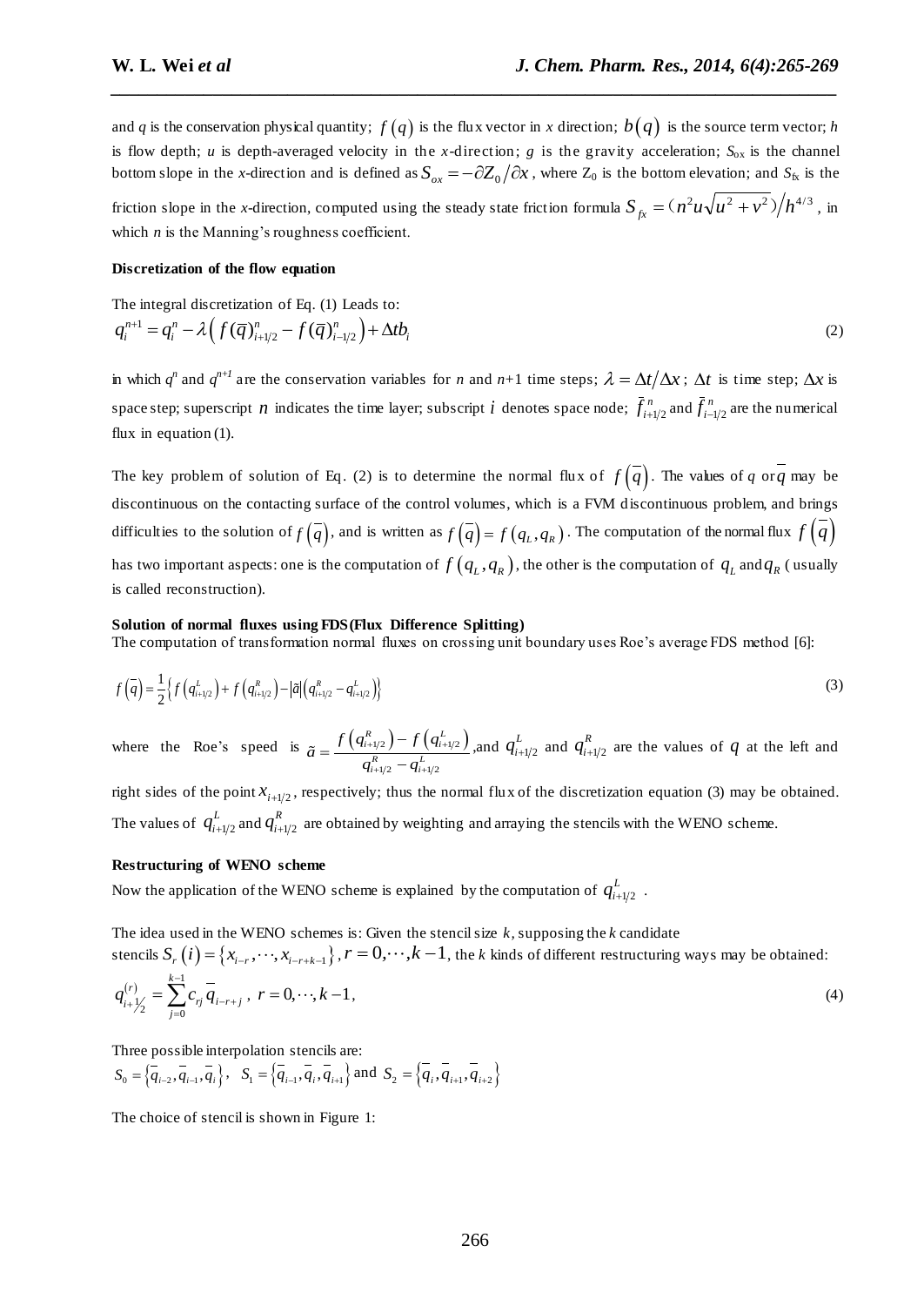and $q$ is the conservation physical quantity; $f(q)$ is the flux vector in $x$ direction; $b(q)$ is the source term vector; $h$ is flow depth; $u$ is depth-averaged velocity in the $x$-direction; $g$ is the gravity acceleration; $S_{ox}$ is the channel bottom slope in the $x$-direction and is defined as $S_{ox} = -\partial Z_0/\partial x$, where $Z_0$ is the bottom elevation; and $S_{fx}$ is the friction slope in the $x$-direction, computed using the steady state friction formula $S_{fx} = (n^2 u\sqrt{u^2+v^2})/h^{4/3}$, in which $n$ is the Manning's roughness coefficient.

**Discretization of the flow equation**

The integral discretization of Eq. (1) Leads to:

$$q_i^{n+1} = q_i^n - \lambda\left( f(\overline{q})_{i+1/2}^n - f(\overline{q})_{i-1/2}^n \right) + \Delta t b_i \tag{2}$$

in which $q^n$ and $q^{n+1}$ are the conservation variables for $n$ and $n$+1 time steps; $\lambda = \Delta t/\Delta x$; $\Delta t$ is time step; $\Delta x$ is space step; superscript $n$ indicates the time layer; subscript $i$ denotes space node; $\bar{f}_{i+1/2}^n$ and $\bar{f}_{i-1/2}^n$ are the numerical flux in equation (1).

The key problem of solution of Eq. (2) is to determine the normal flux of $f(\overline{q})$. The values of $q$ or $\overline{q}$ may be discontinuous on the contacting surface of the control volumes, which is a FVM discontinuous problem, and brings difficulties to the solution of $f(\overline{q})$, and is written as $f(\overline{q}) = f(q_L, q_R)$. The computation of the normal flux $f(\overline{q})$ has two important aspects: one is the computation of $f(q_L, q_R)$, the other is the computation of $q_L$ and $q_R$ ( usually is called reconstruction).

**Solution of normal fluxes using FDS(Flux Difference Splitting)**

The computation of transformation normal fluxes on crossing unit boundary uses Roe's average FDS method [6]:

$$f(\overline{q}) = \frac{1}{2}\left\{ f\left(q_{i+1/2}^L\right) + f\left(q_{i+1/2}^R\right) - |\tilde{a}|\left(q_{i+1/2}^R - q_{i+1/2}^L\right)\right\} \tag{3}$$

where the Roe's speed is $\tilde{a} = \dfrac{f\left(q_{i+1/2}^R\right) - f\left(q_{i+1/2}^L\right)}{q_{i+1/2}^R - q_{i+1/2}^L}$,and $q_{i+1/2}^L$ and $q_{i+1/2}^R$ are the values of $q$ at the left and right sides of the point $x_{i+1/2}$, respectively; thus the normal flux of the discretization equation (3) may be obtained. The values of $q_{i+1/2}^L$ and $q_{i+1/2}^R$ are obtained by weighting and arraying the stencils with the WENO scheme.

**Restructuring of WENO scheme**

Now the application of the WENO scheme is explained by the computation of $q_{i+1/2}^L$ .

The idea used in the WENO schemes is: Given the stencil size $k$, supposing the $k$ candidate stencils $S_r(i) = \{x_{i-r}, \cdots, x_{i-r+k-1}\}, r = 0, \cdots, k-1$, the $k$ kinds of different restructuring ways may be obtained:

$$q_{i+1/2}^{(r)} = \sum_{j=0}^{k-1} c_{rj}\,\overline{q}_{i-r+j}\,,\ r = 0, \cdots, k-1, \tag{4}$$

Three possible interpolation stencils are:

$S_0 = \{\overline{q}_{i-2}, \overline{q}_{i-1}, \overline{q}_i\}$, $S_1 = \{\overline{q}_{i-1}, \overline{q}_i, \overline{q}_{i+1}\}$ and $S_2 = \{\overline{q}_i, \overline{q}_{i+1}, \overline{q}_{i+2}\}$

The choice of stencil is shown in Figure 1: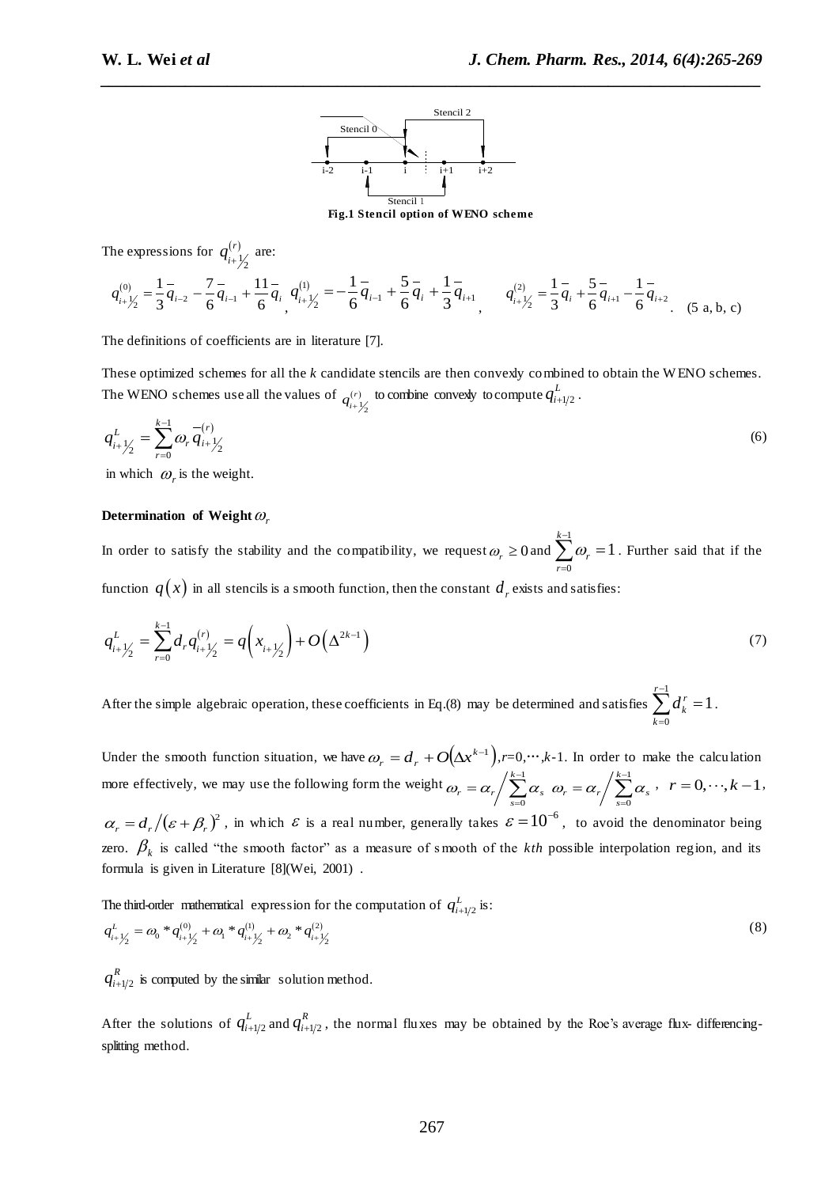Fig.1 Stencil option of WENO scheme

The expressions for $q^{(r)}_{i+\frac{1}{2}}$ are:

$$q^{(0)}_{i+\frac{1}{2}} = \frac{1}{3}\bar{q}_{i-2} - \frac{7}{6}\bar{q}_{i-1} + \frac{11}{6}\bar{q}_i,\quad q^{(1)}_{i+\frac{1}{2}} = -\frac{1}{6}\bar{q}_{i-1} + \frac{5}{6}\bar{q}_i + \frac{1}{3}\bar{q}_{i+1},\quad q^{(2)}_{i+\frac{1}{2}} = \frac{1}{3}\bar{q}_i + \frac{5}{6}\bar{q}_{i+1} - \frac{1}{6}\bar{q}_{i+2}. \quad \text{(5 a, b, c)}$$

The definitions of coefficients are in literature [7].

These optimized schemes for all the *k* candidate stencils are then convexly combined to obtain the WENO schemes. The WENO schemes use all the values of $q^{(r)}_{i+\frac{1}{2}}$ to combine convexly to compute $q^L_{i+1/2}$.

$$q^L_{i+\frac{1}{2}} = \sum_{r=0}^{k-1} \omega_r \bar{q}^{(r)}_{i+\frac{1}{2}} \tag{6}$$

in which $\omega_r$ is the weight.

**Determination of Weight $\omega_r$**

In order to satisfy the stability and the compatibility, we request $\omega_r \geq 0$ and $\sum_{r=0}^{k-1} \omega_r = 1$. Further said that if the function $q(x)$ in all stencils is a smooth function, then the constant $d_r$ exists and satisfies:

$$q^L_{i+\frac{1}{2}} = \sum_{r=0}^{k-1} d_r q^{(r)}_{i+\frac{1}{2}} = q\left(x_{i+\frac{1}{2}}\right) + O\left(\Delta^{2k-1}\right) \tag{7}$$

After the simple algebraic operation, these coefficients in Eq.(8) may be determined and satisfies $\sum_{k=0}^{r-1} d^r_k = 1$.

Under the smooth function situation, we have $\omega_r = d_r + O\left(\Delta x^{k-1}\right)$, $r$=0,$\cdots$,$k$-1. In order to make the calculation more effectively, we may use the following form the weight $\omega_r = \alpha_r \Big/ \sum_{s=0}^{k-1} \alpha_s$ $\omega_r = \alpha_r \Big/ \sum_{s=0}^{k-1} \alpha_s$, $r = 0, \cdots, k-1$, $\alpha_r = d_r / (\varepsilon + \beta_r)^2$, in which $\varepsilon$ is a real number, generally takes $\varepsilon = 10^{-6}$, to avoid the denominator being zero. $\beta_k$ is called "the smooth factor" as a measure of smooth of the *kth* possible interpolation region, and its formula is given in Literature [8](Wei, 2001) .

The third-order mathematical expression for the computation of $q^L_{i+1/2}$ is:

$$q^L_{i+\frac{1}{2}} = \omega_0 * q^{(0)}_{i+\frac{1}{2}} + \omega_1 * q^{(1)}_{i+\frac{1}{2}} + \omega_2 * q^{(2)}_{i+\frac{1}{2}} \tag{8}$$

$q^R_{i+1/2}$ is computed by the similar solution method.

After the solutions of $q^L_{i+1/2}$ and $q^R_{i+1/2}$, the normal fluxes may be obtained by the Roe's average flux- differencing-splitting method.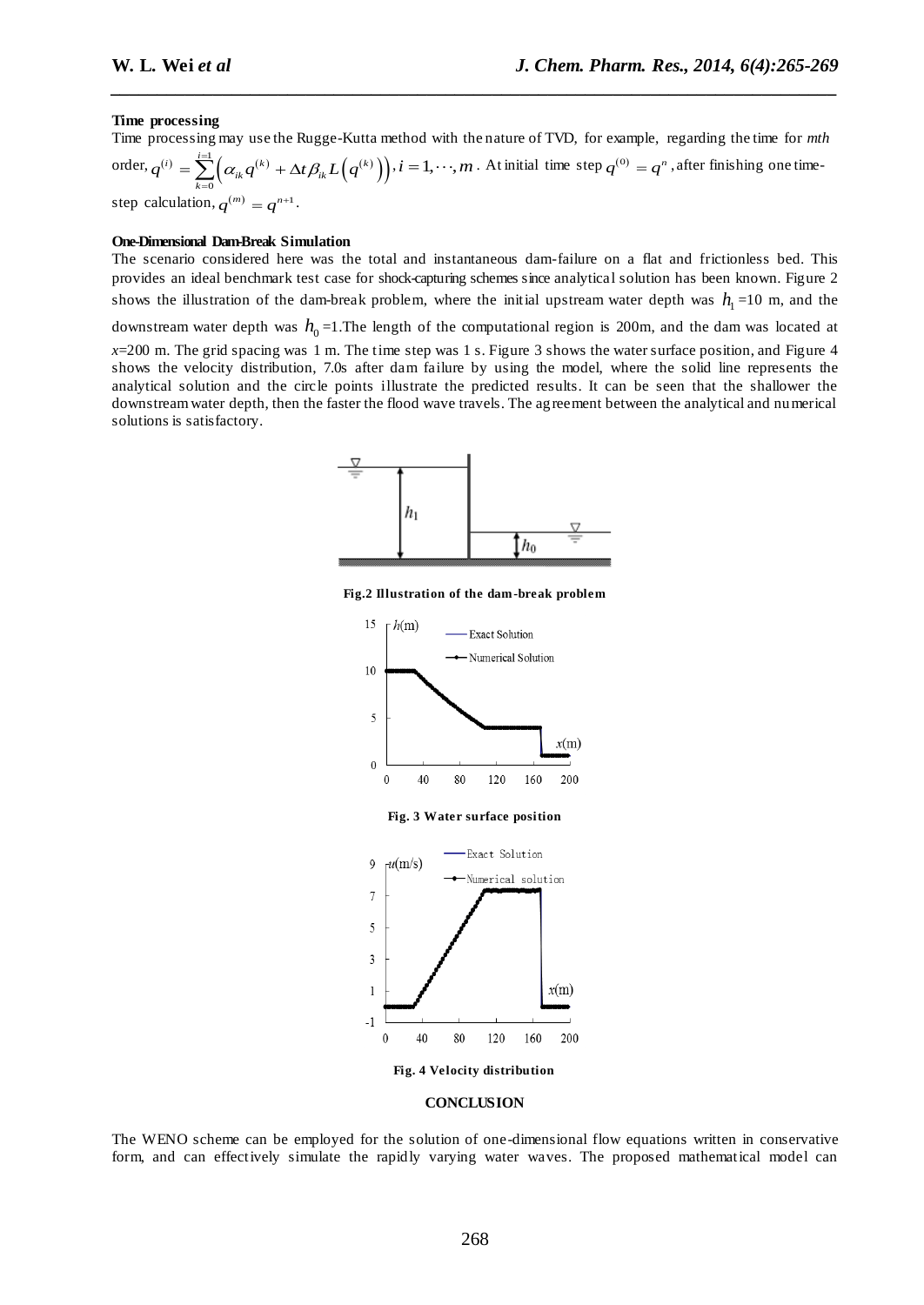**Time processing**

Time processing may use the Rugge-Kutta method with the nature of TVD, for example, regarding the time for *mth* order, $q^{(i)} = \sum_{k=0}^{i=1} \left( \alpha_{ik} q^{(k)} + \Delta t \beta_{ik} L\left(q^{(k)}\right) \right), i = 1, \cdots, m$. At initial time step $q^{(0)} = q^{n}$, after finishing one time-step calculation, $q^{(m)} = q^{n+1}$.

**One-Dimensional Dam-Break Simulation**

The scenario considered here was the total and instantaneous dam-failure on a flat and frictionless bed. This provides an ideal benchmark test case for shock-capturing schemes since analytical solution has been known. Figure 2 shows the illustration of the dam-break problem, where the initial upstream water depth was $h_1$ =10 m, and the downstream water depth was $h_0$ =1.The length of the computational region is 200m, and the dam was located at *x*=200 m. The grid spacing was 1 m. The time step was 1 s. Figure 3 shows the water surface position, and Figure 4 shows the velocity distribution, 7.0s after dam failure by using the model, where the solid line represents the analytical solution and the circle points illustrate the predicted results. It can be seen that the shallower the downstream water depth, then the faster the flood wave travels. The agreement between the analytical and numerical solutions is satisfactory.

**Fig.2 Illustration of the dam-break problem**

**Fig. 3 Water surface position**

**Fig. 4 Velocity distribution**

## CONCLUSION

The WENO scheme can be employed for the solution of one-dimensional flow equations written in conservative form, and can effectively simulate the rapidly varying water waves. The proposed mathematical model can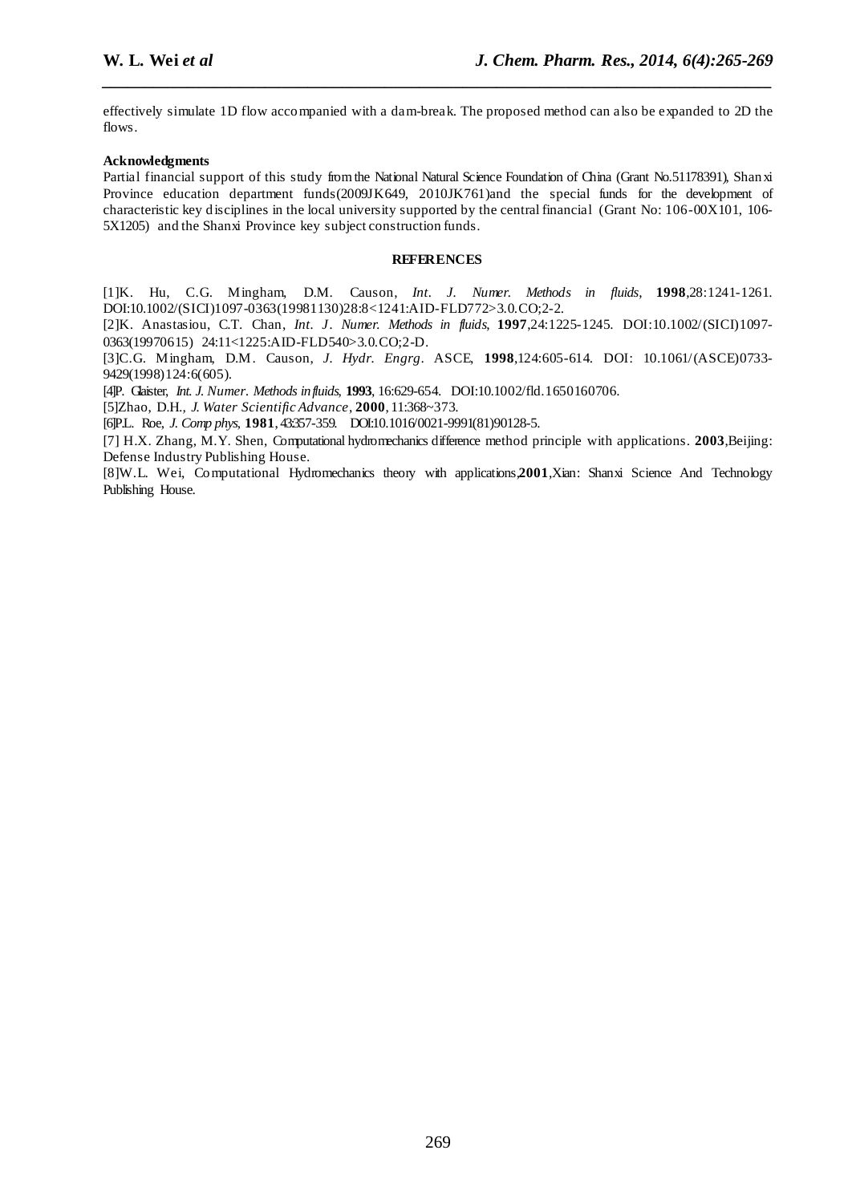effectively simulate 1D flow accompanied with a dam-break. The proposed method can also be expanded to 2D the flows.

**Acknowledgments**

Partial financial support of this study from the National Natural Science Foundation of China (Grant No.51178391), Shanxi Province education department funds(2009JK649, 2010JK761)and the special funds for the development of characteristic key disciplines in the local university supported by the central financial (Grant No: 106-00X101, 106-5X1205) and the Shanxi Province key subject construction funds.

## REFERENCES

[1]K. Hu, C.G. Mingham, D.M. Causon, *Int. J. Numer. Methods in fluids*, **1998**,28:1241-1261. DOI:10.1002/(SICI)1097-0363(19981130)28:8<1241:AID-FLD772>3.0.CO;2-2.

[2]K. Anastasiou, C.T. Chan, *Int. J. Numer. Methods in fluids*, **1997**,24:1225-1245. DOI:10.1002/(SICI)1097-0363(19970615) 24:11<1225:AID-FLD540>3.0.CO;2-D.

[3]C.G. Mingham, D.M. Causon, *J. Hydr. Engrg*. ASCE, **1998**,124:605-614. DOI: 10.1061/(ASCE)0733-9429(1998)124:6(605).

[4]P. Glaister, *Int. J. Numer. Methods in fluids*, **1993**, 16:629-654. DOI:10.1002/fld.1650160706.

[5]Zhao, D.H., *J. Water Scientific Advance*, **2000**, 11:368~373.

[6]P.L. Roe, *J. Comp phys*, **1981**, 43357-359. DOI:10.1016/0021-9991(81)90128-5.

[7] H.X. Zhang, M.Y. Shen, Computational hydromechanics difference method principle with applications. **2003**,Beijing: Defense Industry Publishing House.

[8]W.L. Wei, Computational Hydromechanics theory with applications,**2001**,Xian: Shanxi Science And Technology Publishing House.